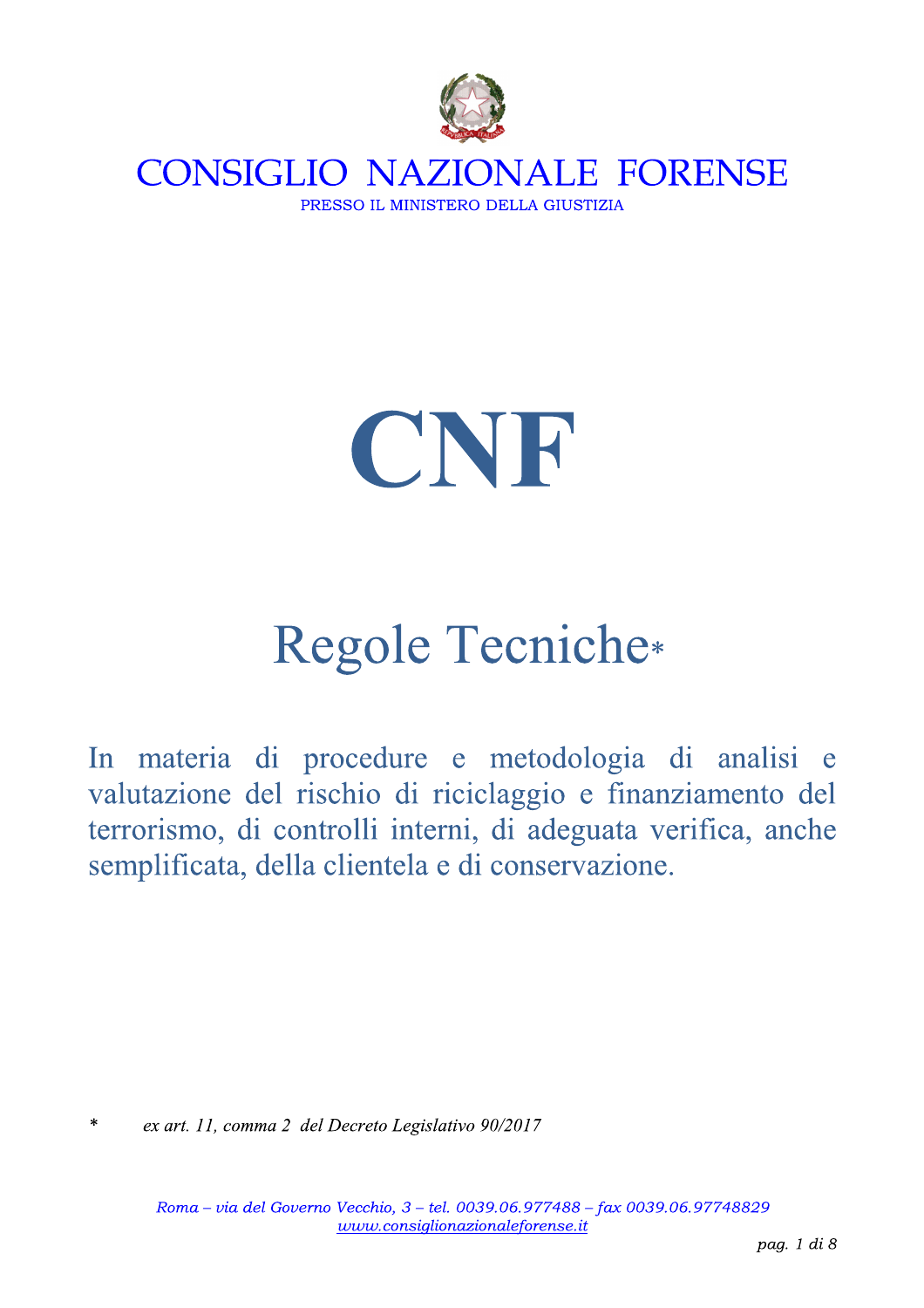# CONSIGLIO NAZIONALE FORENSE

PRESSO IL MINISTERO DELLA GIUSTIZIA

# CNF

## Regole Tecniche*

In materia di procedure e metodologia di analisi e valutazione del rischio di riciclaggio e finanziamento del terrorismo, di controlli interni, di adeguata verifica, anche semplificata, della clientela e di conservazione.

\* *ex art. 11, comma 2 del Decreto Legislativo 90/2017*

*Roma – via del Governo Vecchio, 3 – tel. 0039.06.977488 – fax 0039.06.97748829*
*www.consiglionazionaleforense.it*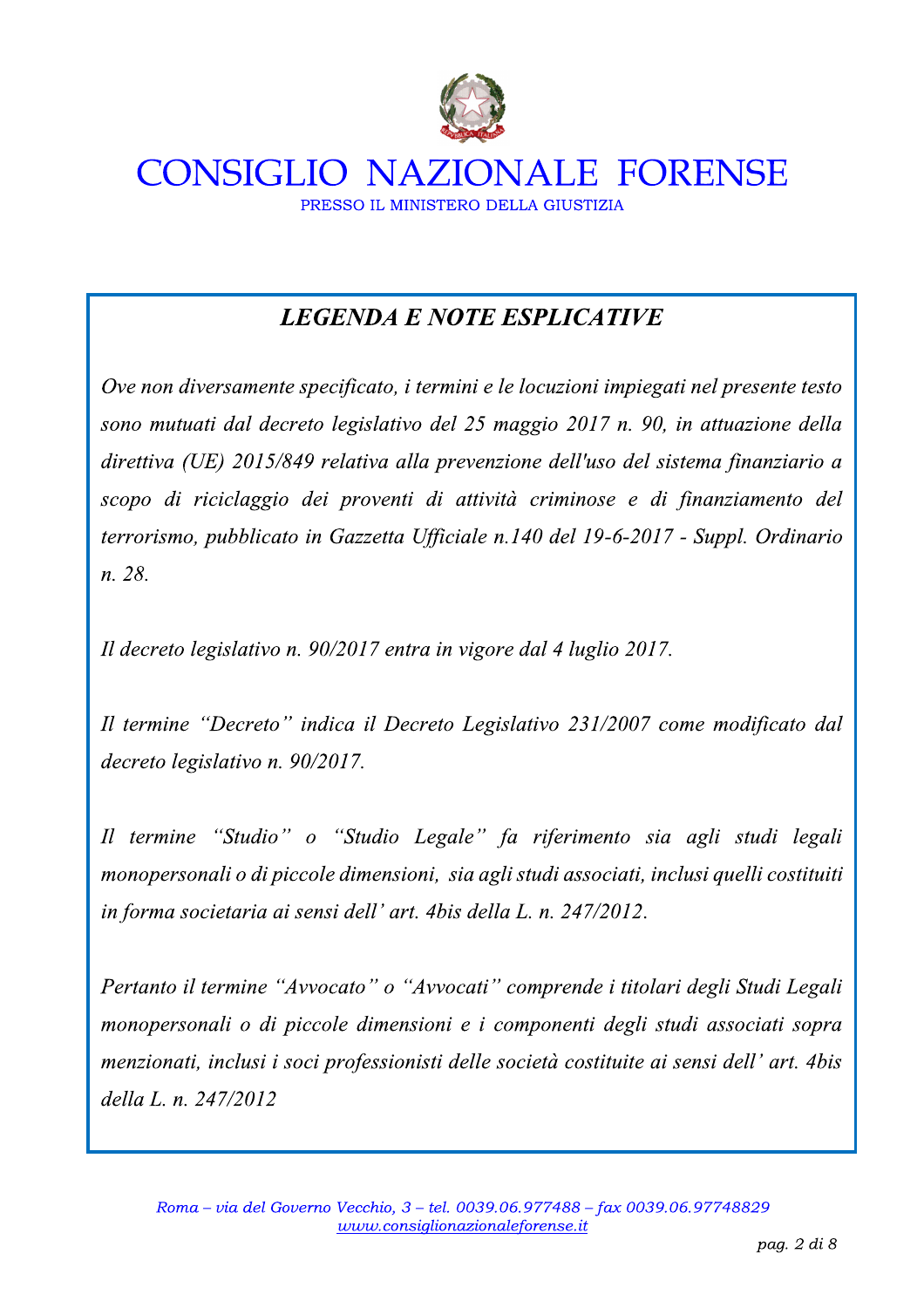## *LEGENDA E NOTE ESPLICATIVE*

*Ove non diversamente specificato, i termini e le locuzioni impiegati nel presente testo sono mutuati dal decreto legislativo del 25 maggio 2017 n. 90, in attuazione della direttiva (UE) 2015/849 relativa alla prevenzione dell'uso del sistema finanziario a scopo di riciclaggio dei proventi di attività criminose e di finanziamento del terrorismo, pubblicato in Gazzetta Ufficiale n.140 del 19-6-2017 - Suppl. Ordinario n. 28.*

*Il decreto legislativo n. 90/2017 entra in vigore dal 4 luglio 2017.*

*Il termine "Decreto" indica il Decreto Legislativo 231/2007 come modificato dal decreto legislativo n. 90/2017.*

*Il termine "Studio" o "Studio Legale" fa riferimento sia agli studi legali monopersonali o di piccole dimensioni, sia agli studi associati, inclusi quelli costituiti in forma societaria ai sensi dell' art. 4bis della L. n. 247/2012.*

*Pertanto il termine "Avvocato" o "Avvocati" comprende i titolari degli Studi Legali monopersonali o di piccole dimensioni e i componenti degli studi associati sopra menzionati, inclusi i soci professionisti delle società costituite ai sensi dell' art. 4bis della L. n. 247/2012*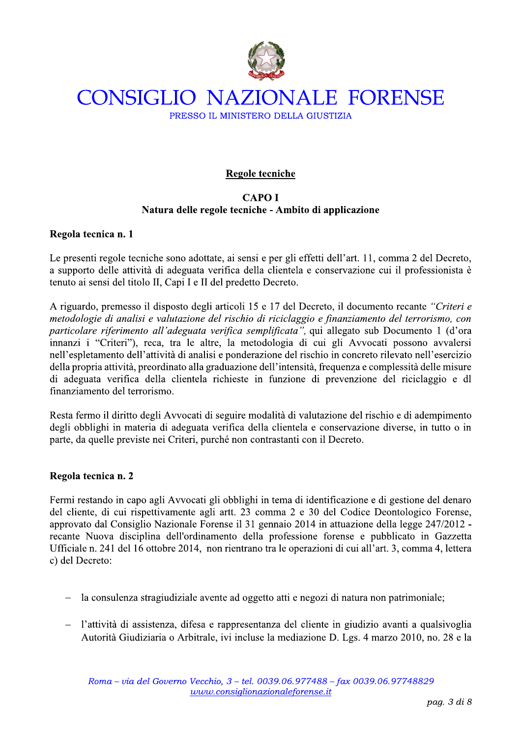# Regole tecniche

## CAPO I
## Natura delle regole tecniche - Ambito di applicazione

### Regola tecnica n. 1

Le presenti regole tecniche sono adottate, ai sensi e per gli effetti dell'art. 11, comma 2 del Decreto, a supporto delle attività di adeguata verifica della clientela e conservazione cui il professionista è tenuto ai sensi del titolo II, Capi I e II del predetto Decreto.

A riguardo, premesso il disposto degli articoli 15 e 17 del Decreto, il documento recante *"Criteri e metodologie di analisi e valutazione del rischio di riciclaggio e finanziamento del terrorismo, con particolare riferimento all'adeguata verifica semplificata"*, qui allegato sub Documento 1 (d'ora innanzi i "Criteri"), reca, tra le altre, la metodologia di cui gli Avvocati possono avvalersi nell'espletamento dell'attività di analisi e ponderazione del rischio in concreto rilevato nell'esercizio della propria attività, preordinato alla graduazione dell'intensità, frequenza e complessità delle misure di adeguata verifica della clientela richieste in funzione di prevenzione del riciclaggio e dl finanziamento del terrorismo.

Resta fermo il diritto degli Avvocati di seguire modalità di valutazione del rischio e di adempimento degli obblighi in materia di adeguata verifica della clientela e conservazione diverse, in tutto o in parte, da quelle previste nei Criteri, purché non contrastanti con il Decreto.

### Regola tecnica n. 2

Fermi restando in capo agli Avvocati gli obblighi in tema di identificazione e di gestione del denaro del cliente, di cui rispettivamente agli artt. 23 comma 2 e 30 del Codice Deontologico Forense, approvato dal Consiglio Nazionale Forense il 31 gennaio 2014 in attuazione della legge 247/2012 - recante Nuova disciplina dell'ordinamento della professione forense e pubblicato in Gazzetta Ufficiale n. 241 del 16 ottobre 2014, non rientrano tra le operazioni di cui all'art. 3, comma 4, lettera c) del Decreto:

- la consulenza stragiudiziale avente ad oggetto atti e negozi di natura non patrimoniale;
- l'attività di assistenza, difesa e rappresentanza del cliente in giudizio avanti a qualsivoglia Autorità Giudiziaria o Arbitrale, ivi incluse la mediazione D. Lgs. 4 marzo 2010, no. 28 e la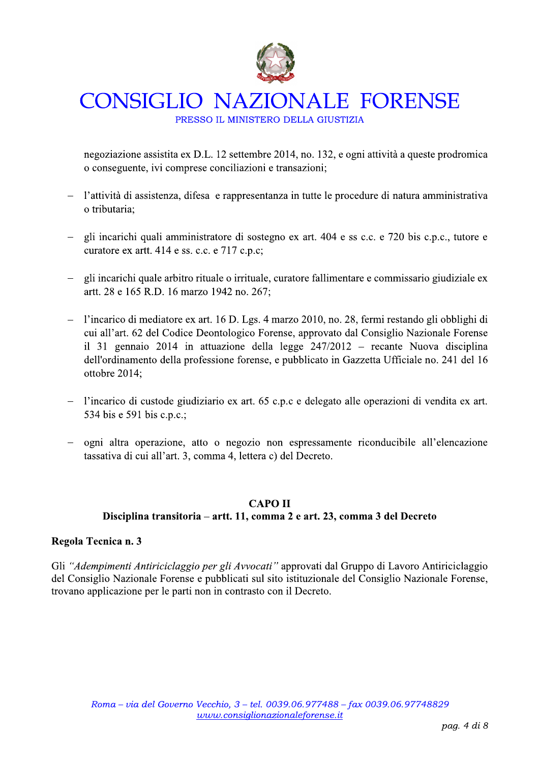negoziazione assistita ex D.L. 12 settembre 2014, no. 132, e ogni attività a queste prodromica o conseguente, ivi comprese conciliazioni e transazioni;

- l'attività di assistenza, difesa e rappresentanza in tutte le procedure di natura amministrativa o tributaria;

- gli incarichi quali amministratore di sostegno ex art. 404 e ss c.c. e 720 bis c.p.c., tutore e curatore ex artt. 414 e ss. c.c. e 717 c.p.c;

- gli incarichi quale arbitro rituale o irrituale, curatore fallimentare e commissario giudiziale ex artt. 28 e 165 R.D. 16 marzo 1942 no. 267;

- l'incarico di mediatore ex art. 16 D. Lgs. 4 marzo 2010, no. 28, fermi restando gli obblighi di cui all'art. 62 del Codice Deontologico Forense, approvato dal Consiglio Nazionale Forense il 31 gennaio 2014 in attuazione della legge 247/2012 – recante Nuova disciplina dell'ordinamento della professione forense, e pubblicato in Gazzetta Ufficiale no. 241 del 16 ottobre 2014;

- l'incarico di custode giudiziario ex art. 65 c.p.c e delegato alle operazioni di vendita ex art. 534 bis e 591 bis c.p.c.;

- ogni altra operazione, atto o negozio non espressamente riconducibile all'elencazione tassativa di cui all'art. 3, comma 4, lettera c) del Decreto.

## CAPO II
## Disciplina transitoria – artt. 11, comma 2 e art. 23, comma 3 del Decreto

### Regola Tecnica n. 3

Gli *"Adempimenti Antiriciclaggio per gli Avvocati"* approvati dal Gruppo di Lavoro Antiriciclaggio del Consiglio Nazionale Forense e pubblicati sul sito istituzionale del Consiglio Nazionale Forense, trovano applicazione per le parti non in contrasto con il Decreto.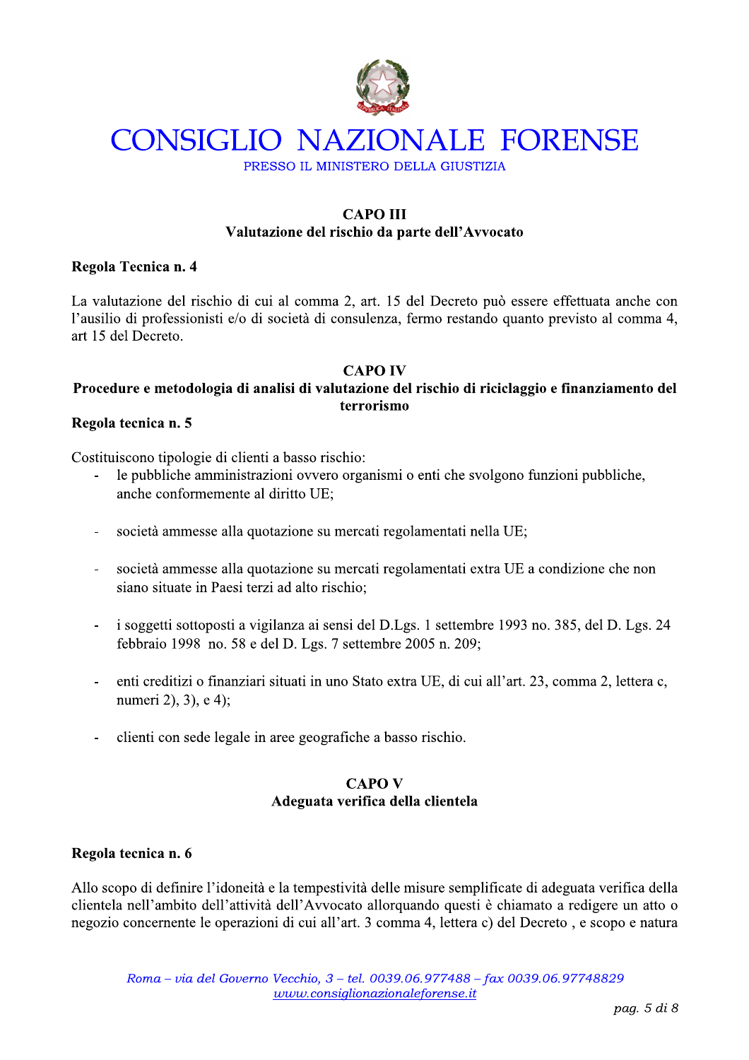## CAPO III
### Valutazione del rischio da parte dell'Avvocato

**Regola Tecnica n. 4**

La valutazione del rischio di cui al comma 2, art. 15 del Decreto può essere effettuata anche con l'ausilio di professionisti e/o di società di consulenza, fermo restando quanto previsto al comma 4, art 15 del Decreto.

## CAPO IV
### Procedure e metodologia di analisi di valutazione del rischio di riciclaggio e finanziamento del terrorismo

**Regola tecnica n. 5**

Costituiscono tipologie di clienti a basso rischio:

- le pubbliche amministrazioni ovvero organismi o enti che svolgono funzioni pubbliche, anche conformemente al diritto UE;
- società ammesse alla quotazione su mercati regolamentati nella UE;
- società ammesse alla quotazione su mercati regolamentati extra UE a condizione che non siano situate in Paesi terzi ad alto rischio;
- i soggetti sottoposti a vigilanza ai sensi del D.Lgs. 1 settembre 1993 no. 385, del D. Lgs. 24 febbraio 1998 no. 58 e del D. Lgs. 7 settembre 2005 n. 209;
- enti creditizi o finanziari situati in uno Stato extra UE, di cui all'art. 23, comma 2, lettera c, numeri 2), 3), e 4);
- clienti con sede legale in aree geografiche a basso rischio.

## CAPO V
### Adeguata verifica della clientela

**Regola tecnica n. 6**

Allo scopo di definire l'idoneità e la tempestività delle misure semplificate di adeguata verifica della clientela nell'ambito dell'attività dell'Avvocato allorquando questi è chiamato a redigere un atto o negozio concernente le operazioni di cui all'art. 3 comma 4, lettera c) del Decreto , e scopo e natura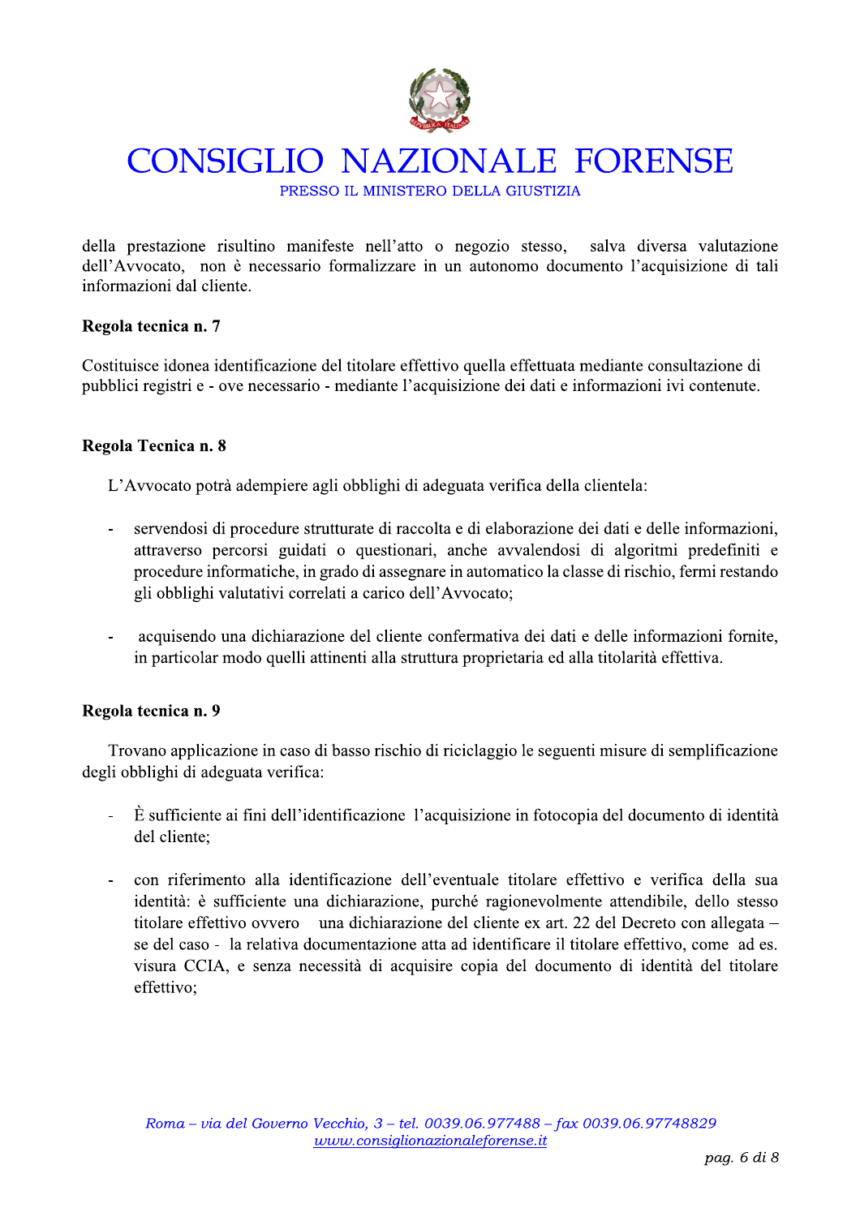della prestazione risultino manifeste nell'atto o negozio stesso, salva diversa valutazione dell'Avvocato, non è necessario formalizzare in un autonomo documento l'acquisizione di tali informazioni dal cliente.

**Regola tecnica n. 7**

Costituisce idonea identificazione del titolare effettivo quella effettuata mediante consultazione di pubblici registri e - ove necessario - mediante l'acquisizione dei dati e informazioni ivi contenute.

**Regola Tecnica n. 8**

L'Avvocato potrà adempiere agli obblighi di adeguata verifica della clientela:

- servendosi di procedure strutturate di raccolta e di elaborazione dei dati e delle informazioni, attraverso percorsi guidati o questionari, anche avvalendosi di algoritmi predefiniti e procedure informatiche, in grado di assegnare in automatico la classe di rischio, fermi restando gli obblighi valutativi correlati a carico dell'Avvocato;

- acquisendo una dichiarazione del cliente confermativa dei dati e delle informazioni fornite, in particolar modo quelli attinenti alla struttura proprietaria ed alla titolarità effettiva.

**Regola tecnica n. 9**

Trovano applicazione in caso di basso rischio di riciclaggio le seguenti misure di semplificazione degli obblighi di adeguata verifica:

- È sufficiente ai fini dell'identificazione l'acquisizione in fotocopia del documento di identità del cliente;

- con riferimento alla identificazione dell'eventuale titolare effettivo e verifica della sua identità: è sufficiente una dichiarazione, purché ragionevolmente attendibile, dello stesso titolare effettivo ovvero una dichiarazione del cliente ex art. 22 del Decreto con allegata – se del caso - la relativa documentazione atta ad identificare il titolare effettivo, come ad es. visura CCIA, e senza necessità di acquisire copia del documento di identità del titolare effettivo;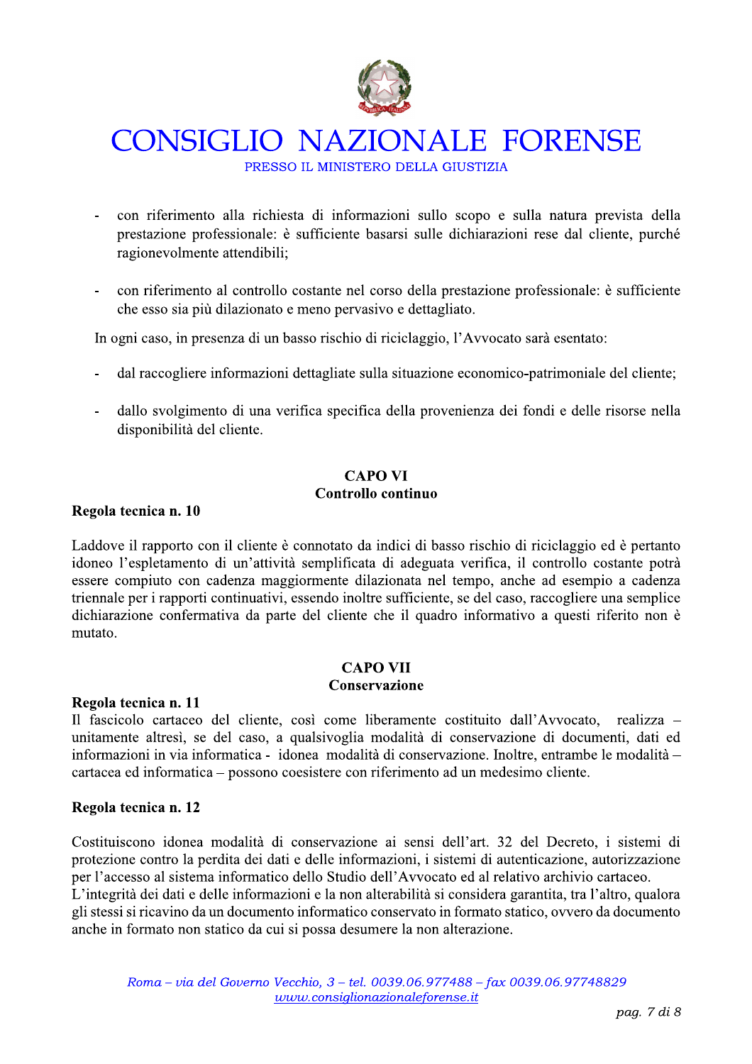- con riferimento alla richiesta di informazioni sullo scopo e sulla natura prevista della prestazione professionale: è sufficiente basarsi sulle dichiarazioni rese dal cliente, purché ragionevolmente attendibili;

- con riferimento al controllo costante nel corso della prestazione professionale: è sufficiente che esso sia più dilazionato e meno pervasivo e dettagliato.

In ogni caso, in presenza di un basso rischio di riciclaggio, l'Avvocato sarà esentato:

- dal raccogliere informazioni dettagliate sulla situazione economico-patrimoniale del cliente;

- dallo svolgimento di una verifica specifica della provenienza dei fondi e delle risorse nella disponibilità del cliente.

## CAPO VI
## Controllo continuo

### Regola tecnica n. 10

Laddove il rapporto con il cliente è connotato da indici di basso rischio di riciclaggio ed è pertanto idoneo l'espletamento di un'attività semplificata di adeguata verifica, il controllo costante potrà essere compiuto con cadenza maggiormente dilazionata nel tempo, anche ad esempio a cadenza triennale per i rapporti continuativi, essendo inoltre sufficiente, se del caso, raccogliere una semplice dichiarazione confermativa da parte del cliente che il quadro informativo a questi riferito non è mutato.

## CAPO VII
## Conservazione

### Regola tecnica n. 11

Il fascicolo cartaceo del cliente, così come liberamente costituito dall'Avvocato, realizza – unitamente altresì, se del caso, a qualsivoglia modalità di conservazione di documenti, dati ed informazioni in via informatica - idonea modalità di conservazione. Inoltre, entrambe le modalità – cartacea ed informatica – possono coesistere con riferimento ad un medesimo cliente.

### Regola tecnica n. 12

Costituiscono idonea modalità di conservazione ai sensi dell'art. 32 del Decreto, i sistemi di protezione contro la perdita dei dati e delle informazioni, i sistemi di autenticazione, autorizzazione per l'accesso al sistema informatico dello Studio dell'Avvocato ed al relativo archivio cartaceo.
L'integrità dei dati e delle informazioni e la non alterabilità si considera garantita, tra l'altro, qualora gli stessi si ricavino da un documento informatico conservato in formato statico, ovvero da documento anche in formato non statico da cui si possa desumere la non alterazione.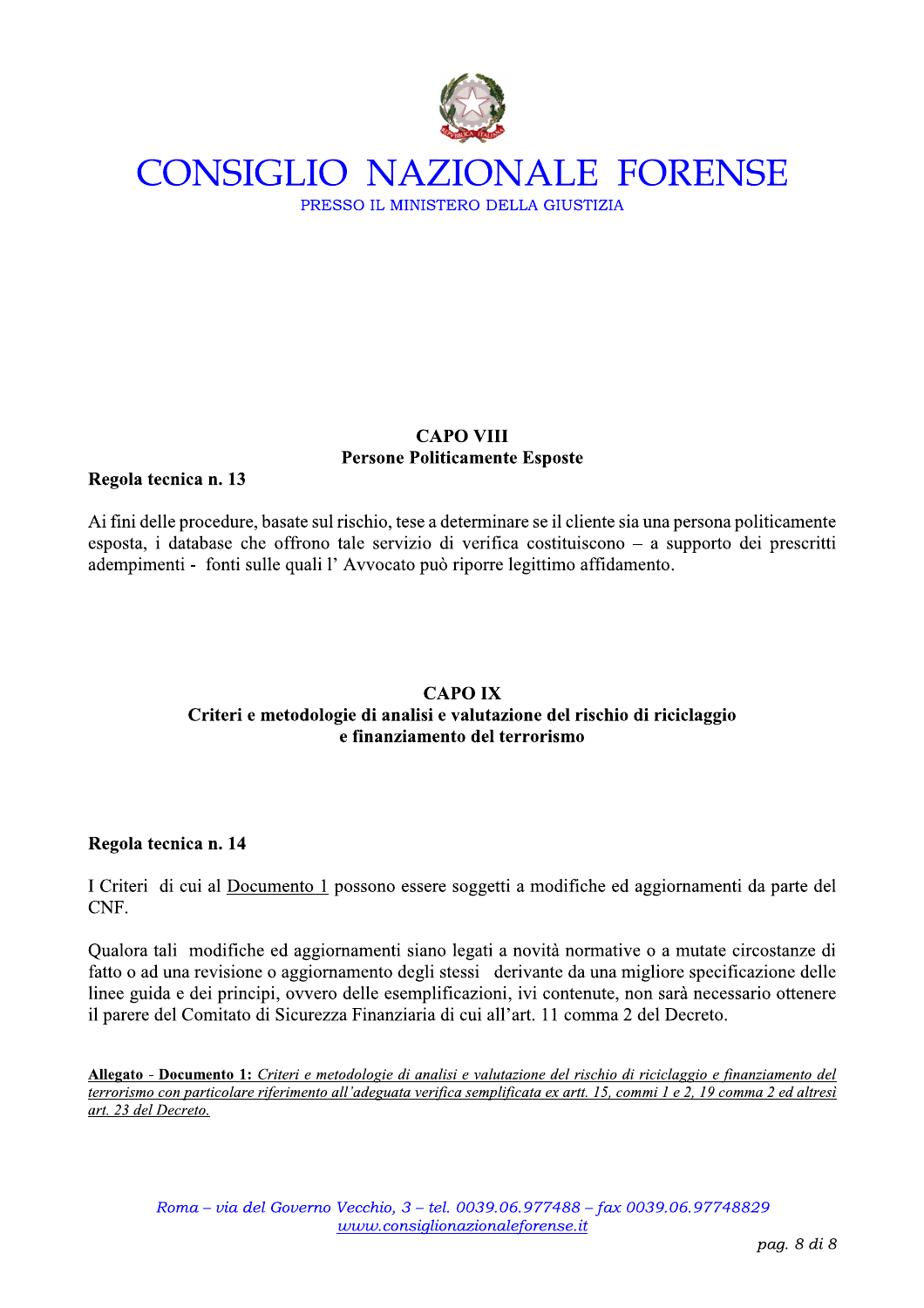## CAPO VIII
## Persone Politicamente Esposte

**Regola tecnica n. 13**

Ai fini delle procedure, basate sul rischio, tese a determinare se il cliente sia una persona politicamente esposta, i database che offrono tale servizio di verifica costituiscono – a supporto dei prescritti adempimenti - fonti sulle quali l' Avvocato può riporre legittimo affidamento.

## CAPO IX
## Criteri e metodologie di analisi e valutazione del rischio di riciclaggio e finanziamento del terrorismo

**Regola tecnica n. 14**

I Criteri di cui al Documento 1 possono essere soggetti a modifiche ed aggiornamenti da parte del CNF.

Qualora tali modifiche ed aggiornamenti siano legati a novità normative o a mutate circostanze di fatto o ad una revisione o aggiornamento degli stessi derivante da una migliore specificazione delle linee guida e dei principi, ovvero delle esemplificazioni, ivi contenute, non sarà necessario ottenere il parere del Comitato di Sicurezza Finanziaria di cui all'art. 11 comma 2 del Decreto.

**Allegato - Documento 1:** *Criteri e metodologie di analisi e valutazione del rischio di riciclaggio e finanziamento del terrorismo con particolare riferimento all'adeguata verifica semplificata ex artt. 15, commi 1 e 2, 19 comma 2 ed altresì art. 23 del Decreto.*